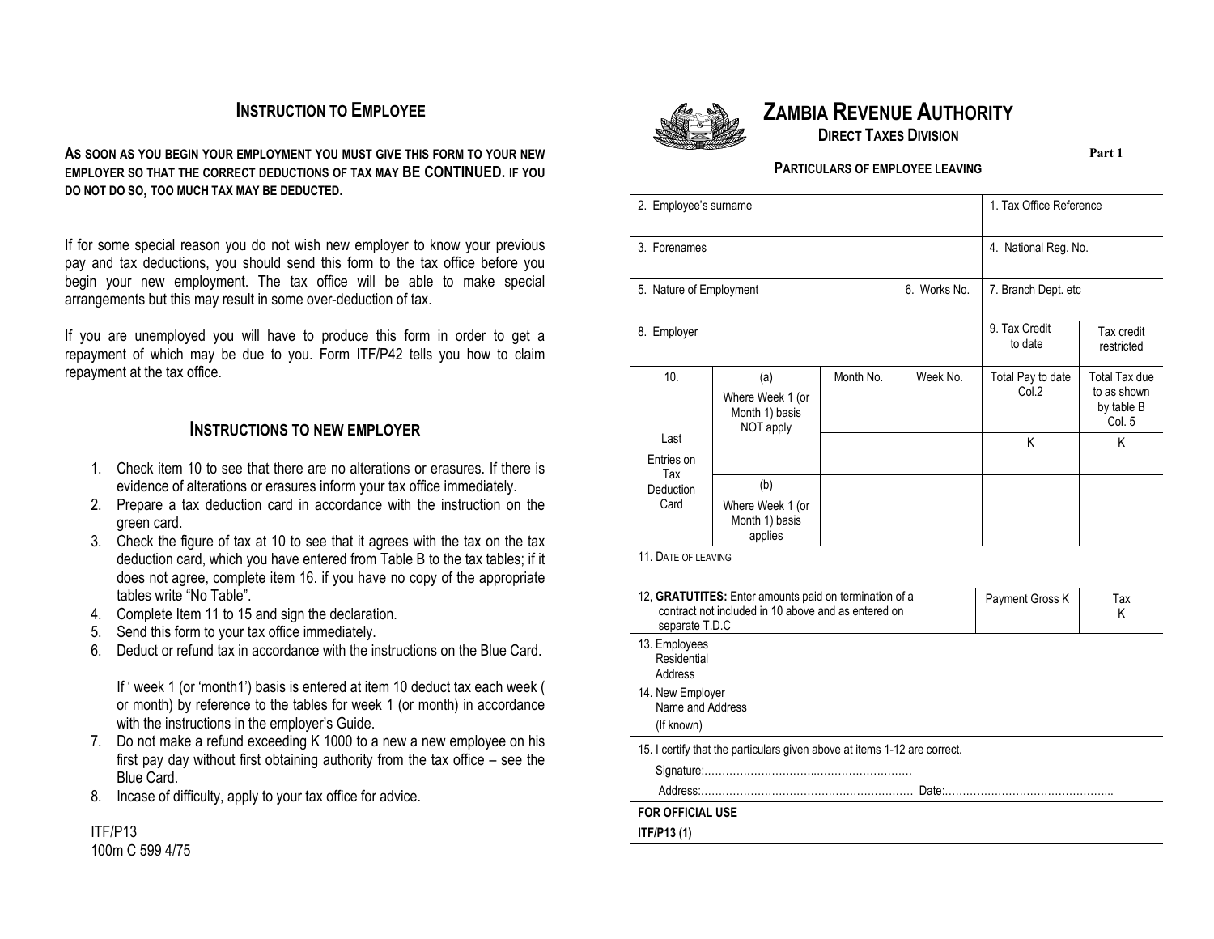## INSTRUCTION TO EMPLOYEE

**AS SOON AS YOU BEGIN YOUR EMPLOYMENT YOU MUST GIVE THIS FORM TO YOUR NEW EMPLOYER SO THAT THE CORRECT DEDUCTIONS OF TAX MAY BE CONTINUED. IF YOU DO NOT DO SO, TOO MUCH TAX MAY BE DEDUCTED.**

If for some special reason you do not wish new employer to know your previous pay and tax deductions, you should send this form to the tax office before you begin your new employment. The tax office will be able to make special arrangements but this may result in some over-deduction of tax.

If you are unemployed you will have to produce this form in order to get a repayment of which may be due to you. Form ITF/P42 tells you how to claim repayment at the tax office.

## INSTRUCTIONS TO NEW EMPLOYER

1. Check item 10 to see that there are no alterations or erasures. If there is evidence of alterations or erasures inform your tax office immediately.
2. Prepare a tax deduction card in accordance with the instruction on the green card.
3. Check the figure of tax at 10 to see that it agrees with the tax on the tax deduction card, which you have entered from Table B to the tax tables; if it does not agree, complete item 16. if you have no copy of the appropriate tables write "No Table".
4. Complete Item 11 to 15 and sign the declaration.
5. Send this form to your tax office immediately.
6. Deduct or refund tax in accordance with the instructions on the Blue Card.

   If ' week 1 (or 'month1') basis is entered at item 10 deduct tax each week ( or month) by reference to the tables for week 1 (or month) in accordance with the instructions in the employer's Guide.
7. Do not make a refund exceeding K 1000 to a new a new employee on his first pay day without first obtaining authority from the tax office – see the Blue Card.
8. Incase of difficulty, apply to your tax office for advice.

ITF/P13
100m C 599 4/75

# ZAMBIA REVENUE AUTHORITY

### DIRECT TAXES DIVISION

**Part 1**

### PARTICULARS OF EMPLOYEE LEAVING

| 2. Employee's surname | | | | 1. Tax Office Reference | |
|---|---|---|---|---|---|
| 3. Forenames | | | | 4. National Reg. No. | |
| 5. Nature of Employment | | | 6. Works No. | 7. Branch Dept. etc | |
| 8. Employer | | | | 9. Tax Credit to date | Tax credit restricted |
| 10. Last Entries on Tax Deduction Card | (a) Where Week 1 (or Month 1) basis NOT apply | Month No. | Week No. | Total Pay to date Col.2 | Total Tax due to as shown by table B Col. 5 |
| | | | | K | K |
| | (b) Where Week 1 (or Month 1) basis applies | | | | |

11. DATE OF LEAVING

| 12, **GRATUTITES:** Enter amounts paid on termination of a contract not included in 10 above and as entered on separate T.D.C | Payment Gross K | Tax K |
|---|---|---|
| 13. Employees Residential Address | | |
| 14. New Employer Name and Address (If known) | | |

15. I certify that the particulars given above at items 1-12 are correct.

Signature:………………………..………………………

Address:…………………………………………………… Date:…………………………………………...

**FOR OFFICIAL USE**

**ITF/P13 (1)**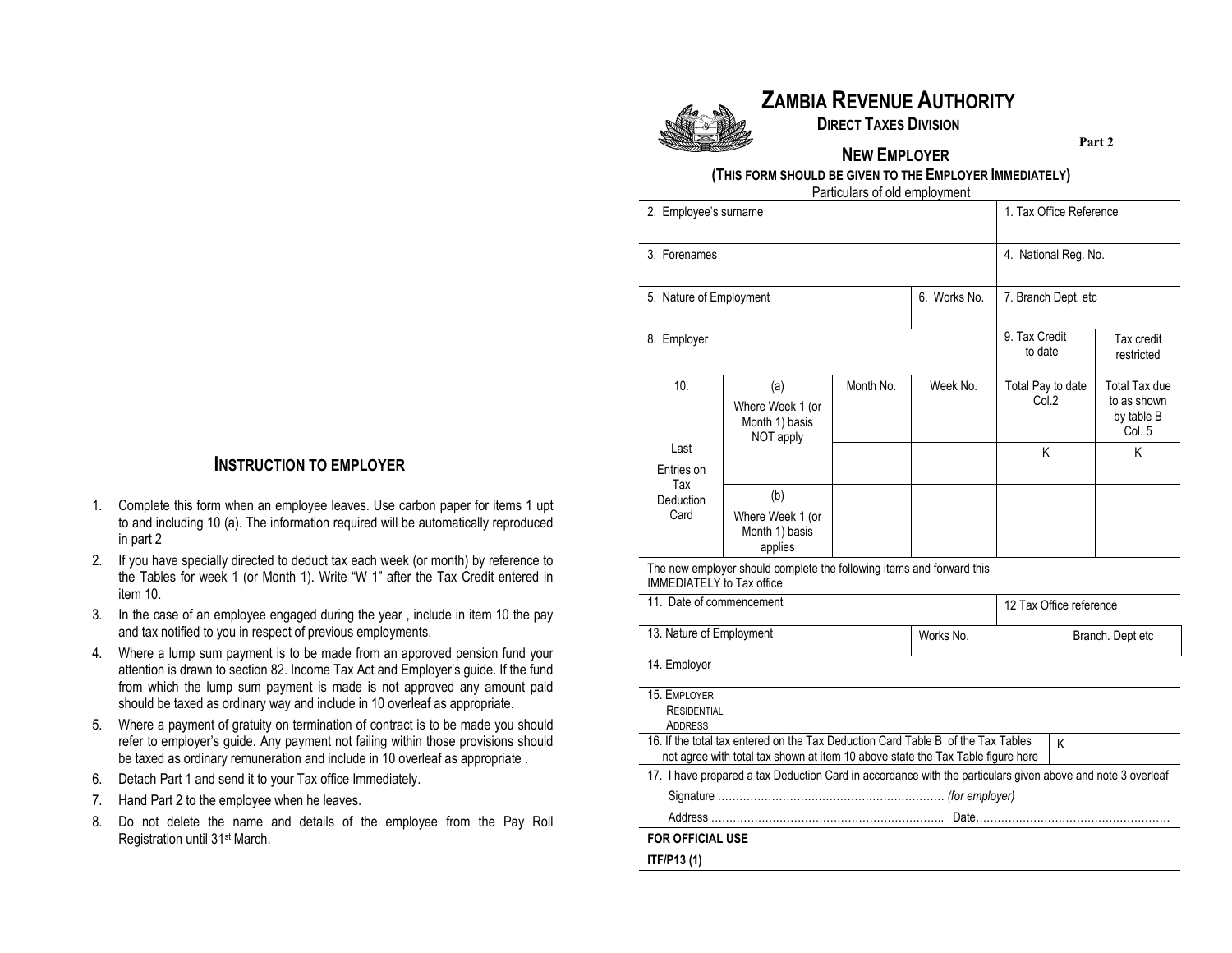## INSTRUCTION TO EMPLOYER

1. Complete this form when an employee leaves. Use carbon paper for items 1 upt to and including 10 (a). The information required will be automatically reproduced in part 2
2. If you have specially directed to deduct tax each week (or month) by reference to the Tables for week 1 (or Month 1). Write "W 1" after the Tax Credit entered in item 10.
3. In the case of an employee engaged during the year , include in item 10 the pay and tax notified to you in respect of previous employments.
4. Where a lump sum payment is to be made from an approved pension fund your attention is drawn to section 82. Income Tax Act and Employer's guide. If the fund from which the lump sum payment is made is not approved any amount paid should be taxed as ordinary way and include in 10 overleaf as appropriate.
5. Where a payment of gratuity on termination of contract is to be made you should refer to employer's guide. Any payment not failing within those provisions should be taxed as ordinary remuneration and include in 10 overleaf as appropriate .
6. Detach Part 1 and send it to your Tax office Immediately.
7. Hand Part 2 to the employee when he leaves.
8. Do not delete the name and details of the employee from the Pay Roll Registration until 31st March.

# ZAMBIA REVENUE AUTHORITY

**DIRECT TAXES DIVISION**

**Part 2**

## NEW EMPLOYER

**(THIS FORM SHOULD BE GIVEN TO THE EMPLOYER IMMEDIATELY)**

Particulars of old employment

| | | | | | |
|---|---|---|---|---|---|
| 2. Employee's surname | | | | 1. Tax Office Reference | |
| 3. Forenames | | | | 4. National Reg. No. | |
| 5. Nature of Employment | | | 6. Works No. | 7. Branch Dept. etc | |
| 8. Employer | | | | 9. Tax Credit to date | Tax credit restricted |
| 10. | (a) Where Week 1 (or Month 1) basis NOT apply | Month No. | Week No. | Total Pay to date Col.2 | Total Tax due to as shown by table B Col. 5 |
| Last Entries on Tax Deduction Card | | | | K | K |
| | (b) Where Week 1 (or Month 1) basis applies | | | | |

The new employer should complete the following items and forward this IMMEDIATELY to Tax office

| | | |
|---|---|---|
| 11. Date of commencement | | 12 Tax Office reference |
| 13. Nature of Employment | Works No. | Branch. Dept etc |
| 14. Employer | | |
| 15. EMPLOYER RESIDENTIAL ADDRESS | | |
| 16. If the total tax entered on the Tax Deduction Card Table B of the Tax Tables not agree with total tax shown at item 10 above state the Tax Table figure here | | K |

17. I have prepared a tax Deduction Card in accordance with the particulars given above and note 3 overleaf

Signature ………………………………………………………… *(for employer)*

Address ………………………………………………………….. Date………………………………………………

**FOR OFFICIAL USE**

**ITF/P13 (1)**